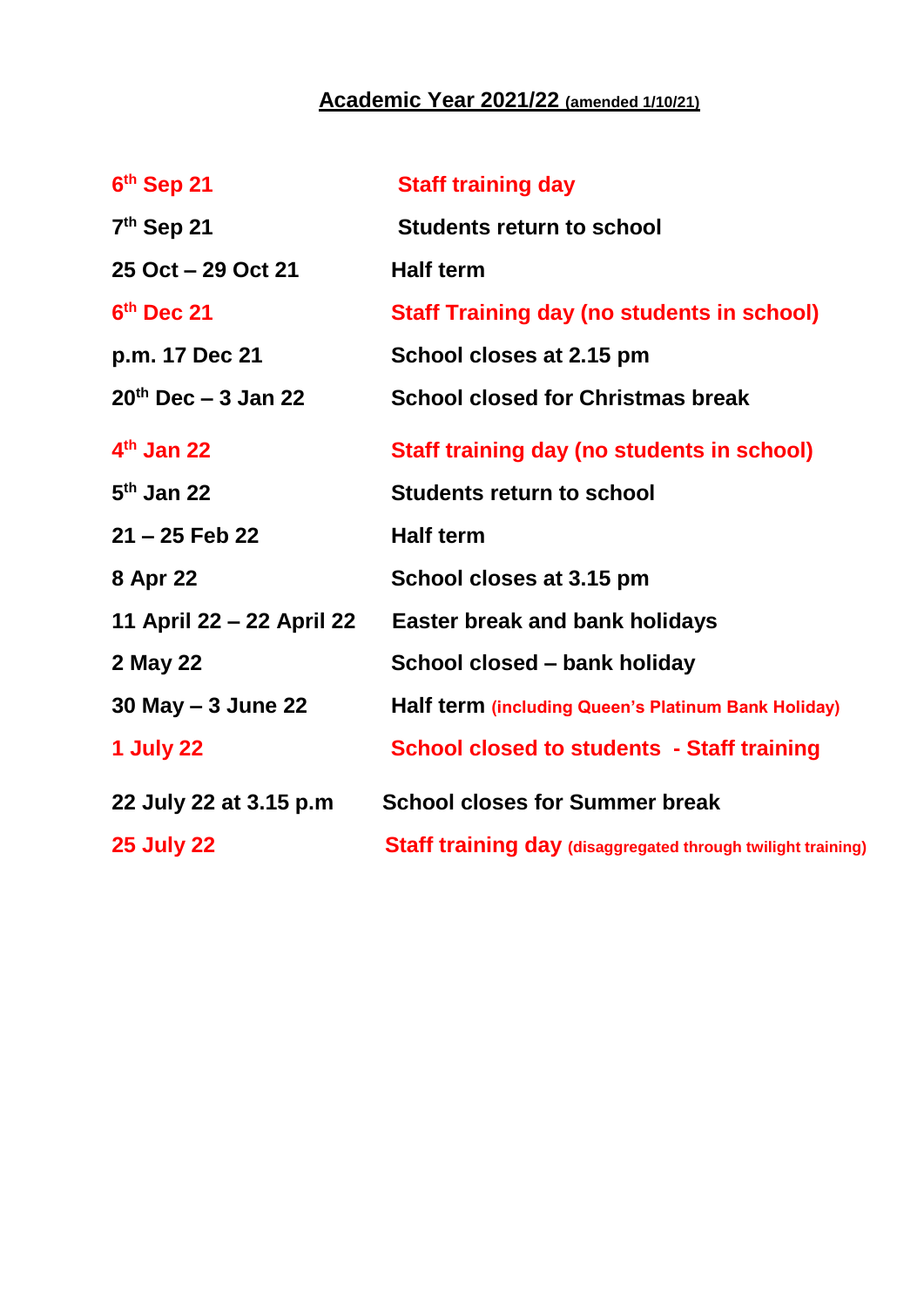# Academic Year 2021/22 (amended 1/10/21)

| | |
|---|---|
| 6th Sep 21 | Staff training day |
| 7th Sep 21 | Students return to school |
| 25 Oct – 29 Oct 21 | Half term |
| 6th Dec 21 | Staff Training day (no students in school) |
| p.m. 17 Dec 21 | School closes at 2.15 pm |
| 20th Dec – 3 Jan 22 | School closed for Christmas break |
| 4th Jan 22 | Staff training day (no students in school) |
| 5th Jan 22 | Students return to school |
| 21 – 25 Feb 22 | Half term |
| 8 Apr 22 | School closes at 3.15 pm |
| 11 April 22 – 22 April 22 | Easter break and bank holidays |
| 2 May 22 | School closed – bank holiday |
| 30 May – 3 June 22 | Half term (including Queen's Platinum Bank Holiday) |
| 1 July 22 | School closed to students - Staff training |
| 22 July 22 at 3.15 p.m | School closes for Summer break |
| 25 July 22 | Staff training day (disaggregated through twilight training) |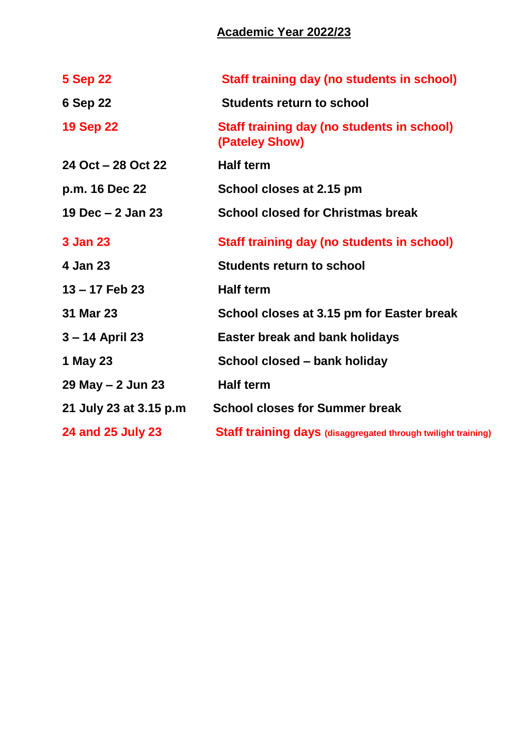## Academic Year 2022/23

| | |
|---|---|
| **5 Sep 22** | **Staff training day (no students in school)** |
| **6 Sep 22** | **Students return to school** |
| **19 Sep 22** | **Staff training day (no students in school) (Pateley Show)** |
| **24 Oct – 28 Oct 22** | **Half term** |
| **p.m. 16 Dec 22** | **School closes at 2.15 pm** |
| **19 Dec – 2 Jan 23** | **School closed for Christmas break** |
| **3 Jan 23** | **Staff training day (no students in school)** |
| **4 Jan 23** | **Students return to school** |
| **13 – 17 Feb 23** | **Half term** |
| **31 Mar 23** | **School closes at 3.15 pm for Easter break** |
| **3 – 14 April 23** | **Easter break and bank holidays** |
| **1 May 23** | **School closed – bank holiday** |
| **29 May – 2 Jun 23** | **Half term** |
| **21 July 23 at 3.15 p.m** | **School closes for Summer break** |
| **24 and 25 July 23** | **Staff training days (disaggregated through twilight training)** |